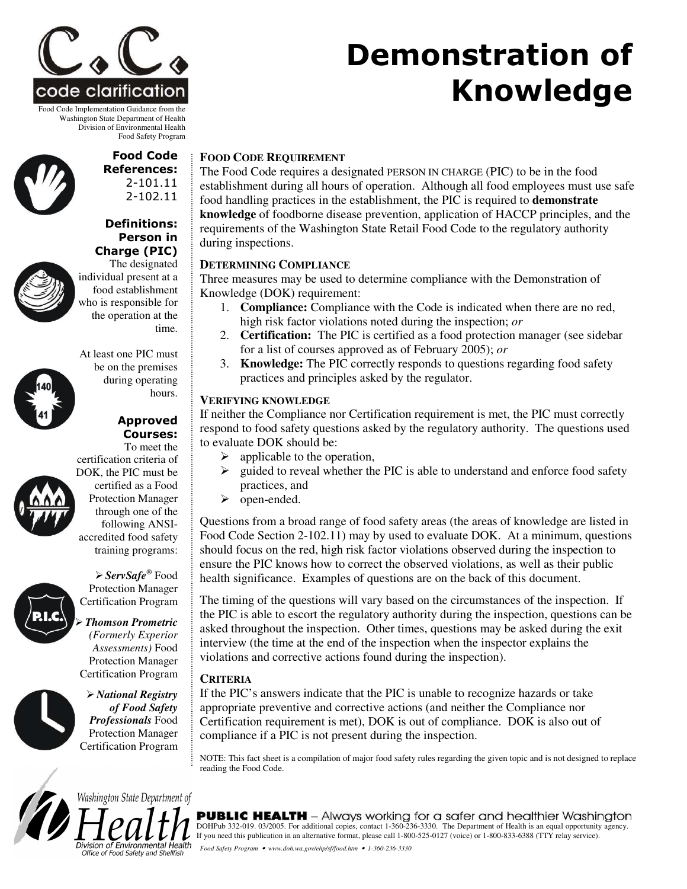C.C. code clarification

Food Code Implementation Guidance from the Washington State Department of Health Division of Environmental Health Food Safety Program

# Demonstration of Knowledge

**Food Code References:**
2-101.11
2-102.11

**Definitions: Person in Charge (PIC)**
The designated individual present at a food establishment who is responsible for the operation at the time.

At least one PIC must be on the premises during operating hours.

**Approved Courses:**
To meet the certification criteria of DOK, the PIC must be certified as a Food Protection Manager through one of the following ANSI-accredited food safety training programs:

- ***ServSafe***® Food Protection Manager Certification Program
- ***Thomson Prometric*** *(Formerly Experior Assessments)* Food Protection Manager Certification Program
- ***National Registry of Food Safety Professionals*** Food Protection Manager Certification Program

## FOOD CODE REQUIREMENT

The Food Code requires a designated PERSON IN CHARGE (PIC) to be in the food establishment during all hours of operation. Although all food employees must use safe food handling practices in the establishment, the PIC is required to **demonstrate knowledge** of foodborne disease prevention, application of HACCP principles, and the requirements of the Washington State Retail Food Code to the regulatory authority during inspections.

## DETERMINING COMPLIANCE

Three measures may be used to determine compliance with the Demonstration of Knowledge (DOK) requirement:

1. **Compliance:** Compliance with the Code is indicated when there are no red, high risk factor violations noted during the inspection; *or*
2. **Certification:** The PIC is certified as a food protection manager (see sidebar for a list of courses approved as of February 2005); *or*
3. **Knowledge:** The PIC correctly responds to questions regarding food safety practices and principles asked by the regulator.

## VERIFYING KNOWLEDGE

If neither the Compliance nor Certification requirement is met, the PIC must correctly respond to food safety questions asked by the regulatory authority. The questions used to evaluate DOK should be:

- applicable to the operation,
- guided to reveal whether the PIC is able to understand and enforce food safety practices, and
- open-ended.

Questions from a broad range of food safety areas (the areas of knowledge are listed in Food Code Section 2-102.11) may by used to evaluate DOK. At a minimum, questions should focus on the red, high risk factor violations observed during the inspection to ensure the PIC knows how to correct the observed violations, as well as their public health significance. Examples of questions are on the back of this document.

The timing of the questions will vary based on the circumstances of the inspection. If the PIC is able to escort the regulatory authority during the inspection, questions can be asked throughout the inspection. Other times, questions may be asked during the exit interview (the time at the end of the inspection when the inspector explains the violations and corrective actions found during the inspection).

## CRITERIA

If the PIC's answers indicate that the PIC is unable to recognize hazards or take appropriate preventive and corrective actions (and neither the Compliance nor Certification requirement is met), DOK is out of compliance. DOK is also out of compliance if a PIC is not present during the inspection.

NOTE: This fact sheet is a compilation of major food safety rules regarding the given topic and is not designed to replace reading the Food Code.

Washington State Department of Health
Division of Environmental Health
Office of Food Safety and Shellfish

**PUBLIC HEALTH** – Always working for a safer and healthier Washington

DOHPub 332-019. 03/2005. For additional copies, contact 1-360-236-3330. The Department of Health is an equal opportunity agency. If you need this publication in an alternative format, please call 1-800-525-0127 (voice) or 1-800-833-6388 (TTY relay service).

*Food Safety Program • www.doh.wa.gov/ehp/sf/food.htm • 1-360-236-3330*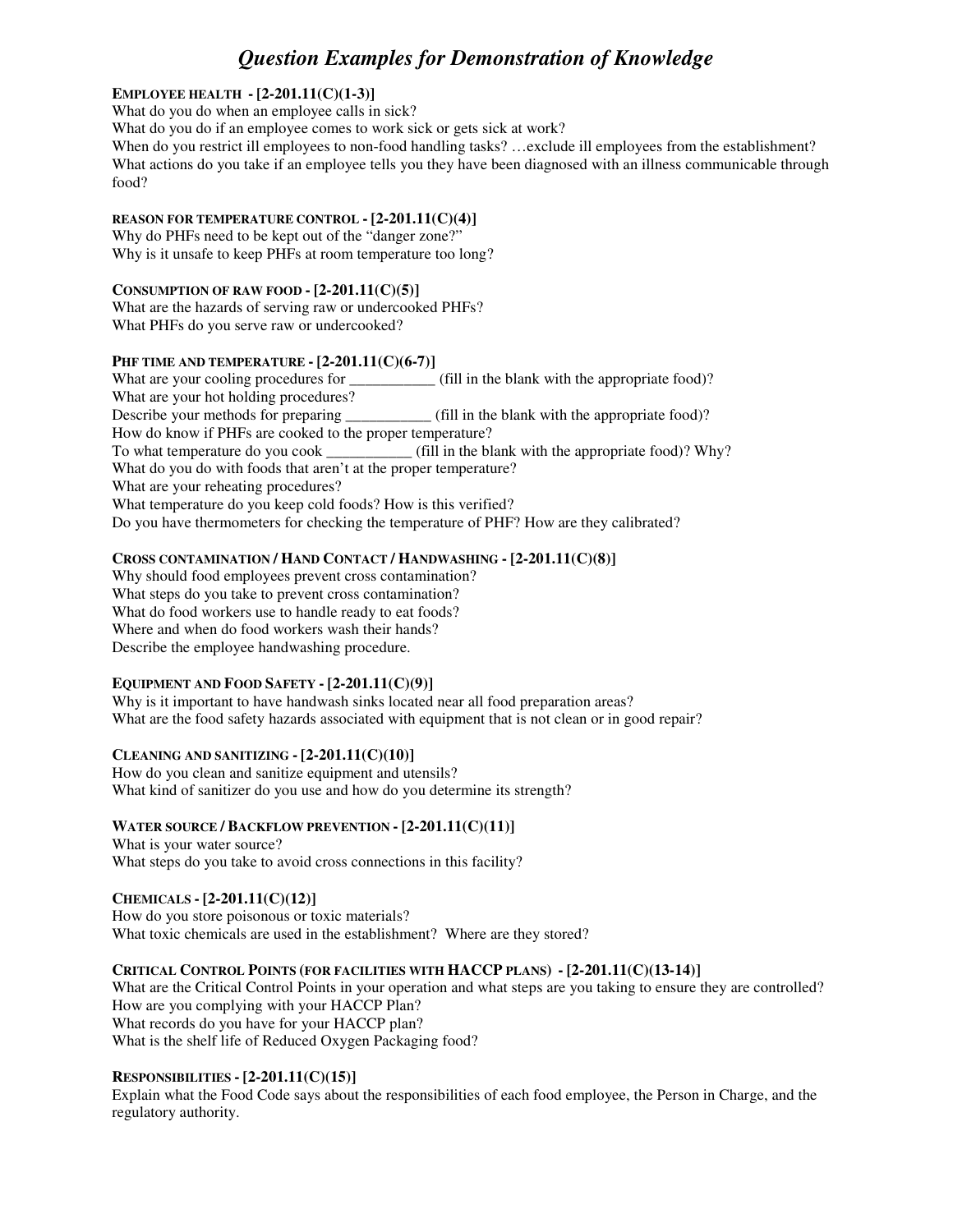# *Question Examples for Demonstration of Knowledge*

**EMPLOYEE HEALTH - [2-201.11(C)(1-3)]**

What do you do when an employee calls in sick?
What do you do if an employee comes to work sick or gets sick at work?
When do you restrict ill employees to non-food handling tasks? …exclude ill employees from the establishment?
What actions do you take if an employee tells you they have been diagnosed with an illness communicable through food?

**REASON FOR TEMPERATURE CONTROL - [2-201.11(C)(4)]**

Why do PHFs need to be kept out of the "danger zone?"
Why is it unsafe to keep PHFs at room temperature too long?

**CONSUMPTION OF RAW FOOD - [2-201.11(C)(5)]**

What are the hazards of serving raw or undercooked PHFs?
What PHFs do you serve raw or undercooked?

**PHF TIME AND TEMPERATURE - [2-201.11(C)(6-7)]**

What are your cooling procedures for ___________ (fill in the blank with the appropriate food)?
What are your hot holding procedures?
Describe your methods for preparing ___________ (fill in the blank with the appropriate food)?
How do know if PHFs are cooked to the proper temperature?
To what temperature do you cook ___________ (fill in the blank with the appropriate food)? Why?
What do you do with foods that aren't at the proper temperature?
What are your reheating procedures?
What temperature do you keep cold foods? How is this verified?
Do you have thermometers for checking the temperature of PHF? How are they calibrated?

**CROSS CONTAMINATION / HAND CONTACT / HANDWASHING - [2-201.11(C)(8)]**

Why should food employees prevent cross contamination?
What steps do you take to prevent cross contamination?
What do food workers use to handle ready to eat foods?
Where and when do food workers wash their hands?
Describe the employee handwashing procedure.

**EQUIPMENT AND FOOD SAFETY - [2-201.11(C)(9)]**

Why is it important to have handwash sinks located near all food preparation areas?
What are the food safety hazards associated with equipment that is not clean or in good repair?

**CLEANING AND SANITIZING - [2-201.11(C)(10)]**

How do you clean and sanitize equipment and utensils?
What kind of sanitizer do you use and how do you determine its strength?

**WATER SOURCE / BACKFLOW PREVENTION - [2-201.11(C)(11)]**

What is your water source?
What steps do you take to avoid cross connections in this facility?

**CHEMICALS - [2-201.11(C)(12)]**

How do you store poisonous or toxic materials?
What toxic chemicals are used in the establishment? Where are they stored?

**CRITICAL CONTROL POINTS (FOR FACILITIES WITH HACCP PLANS) - [2-201.11(C)(13-14)]**

What are the Critical Control Points in your operation and what steps are you taking to ensure they are controlled?
How are you complying with your HACCP Plan?
What records do you have for your HACCP plan?
What is the shelf life of Reduced Oxygen Packaging food?

**RESPONSIBILITIES - [2-201.11(C)(15)]**

Explain what the Food Code says about the responsibilities of each food employee, the Person in Charge, and the regulatory authority.